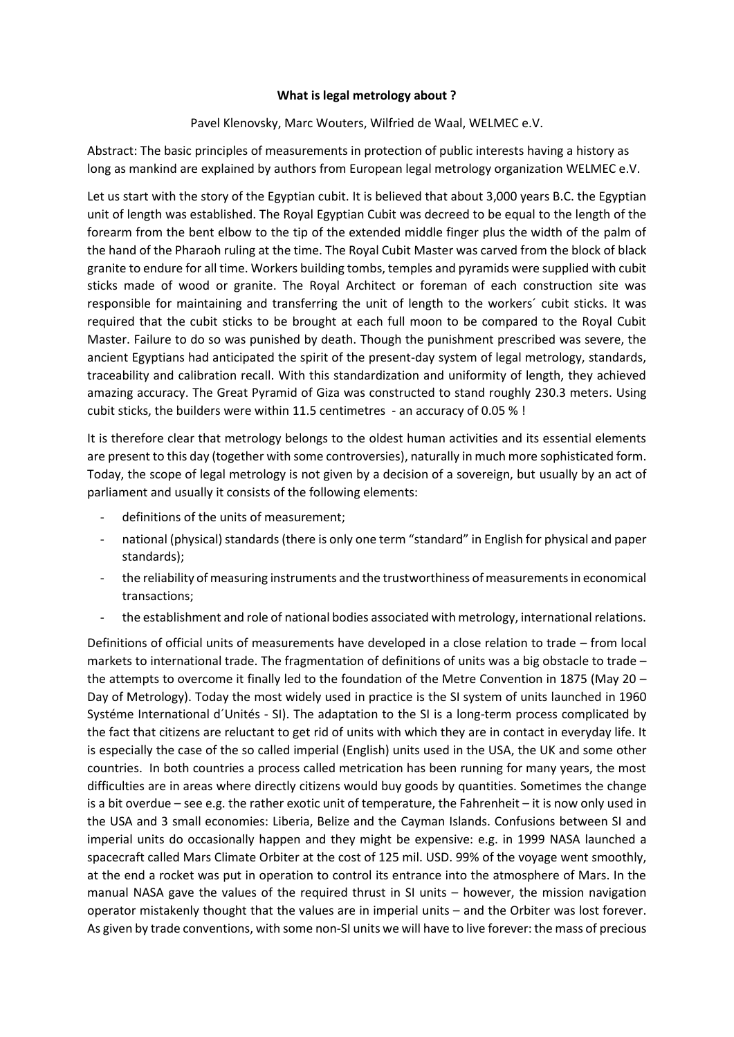**What is legal metrology about ?**

Pavel Klenovsky, Marc Wouters, Wilfried de Waal, WELMEC e.V.

Abstract: The basic principles of measurements in protection of public interests having a history as long as mankind are explained by authors from European legal metrology organization WELMEC e.V.

Let us start with the story of the Egyptian cubit. It is believed that about 3,000 years B.C. the Egyptian unit of length was established. The Royal Egyptian Cubit was decreed to be equal to the length of the forearm from the bent elbow to the tip of the extended middle finger plus the width of the palm of the hand of the Pharaoh ruling at the time. The Royal Cubit Master was carved from the block of black granite to endure for all time. Workers building tombs, temples and pyramids were supplied with cubit sticks made of wood or granite. The Royal Architect or foreman of each construction site was responsible for maintaining and transferring the unit of length to the workers´ cubit sticks. It was required that the cubit sticks to be brought at each full moon to be compared to the Royal Cubit Master. Failure to do so was punished by death. Though the punishment prescribed was severe, the ancient Egyptians had anticipated the spirit of the present-day system of legal metrology, standards, traceability and calibration recall. With this standardization and uniformity of length, they achieved amazing accuracy. The Great Pyramid of Giza was constructed to stand roughly 230.3 meters. Using cubit sticks, the builders were within 11.5 centimetres - an accuracy of 0.05 % !

It is therefore clear that metrology belongs to the oldest human activities and its essential elements are present to this day (together with some controversies), naturally in much more sophisticated form. Today, the scope of legal metrology is not given by a decision of a sovereign, but usually by an act of parliament and usually it consists of the following elements:

- definitions of the units of measurement;
- national (physical) standards (there is only one term “standard” in English for physical and paper standards);
- the reliability of measuring instruments and the trustworthiness of measurements in economical transactions;
- the establishment and role of national bodies associated with metrology, international relations.

Definitions of official units of measurements have developed in a close relation to trade – from local markets to international trade. The fragmentation of definitions of units was a big obstacle to trade – the attempts to overcome it finally led to the foundation of the Metre Convention in 1875 (May 20 – Day of Metrology). Today the most widely used in practice is the SI system of units launched in 1960 Systéme International d´Unités - SI). The adaptation to the SI is a long-term process complicated by the fact that citizens are reluctant to get rid of units with which they are in contact in everyday life. It is especially the case of the so called imperial (English) units used in the USA, the UK and some other countries. In both countries a process called metrication has been running for many years, the most difficulties are in areas where directly citizens would buy goods by quantities. Sometimes the change is a bit overdue – see e.g. the rather exotic unit of temperature, the Fahrenheit – it is now only used in the USA and 3 small economies: Liberia, Belize and the Cayman Islands. Confusions between SI and imperial units do occasionally happen and they might be expensive: e.g. in 1999 NASA launched a spacecraft called Mars Climate Orbiter at the cost of 125 mil. USD. 99% of the voyage went smoothly, at the end a rocket was put in operation to control its entrance into the atmosphere of Mars. In the manual NASA gave the values of the required thrust in SI units – however, the mission navigation operator mistakenly thought that the values are in imperial units – and the Orbiter was lost forever. As given by trade conventions, with some non-SI units we will have to live forever: the mass of precious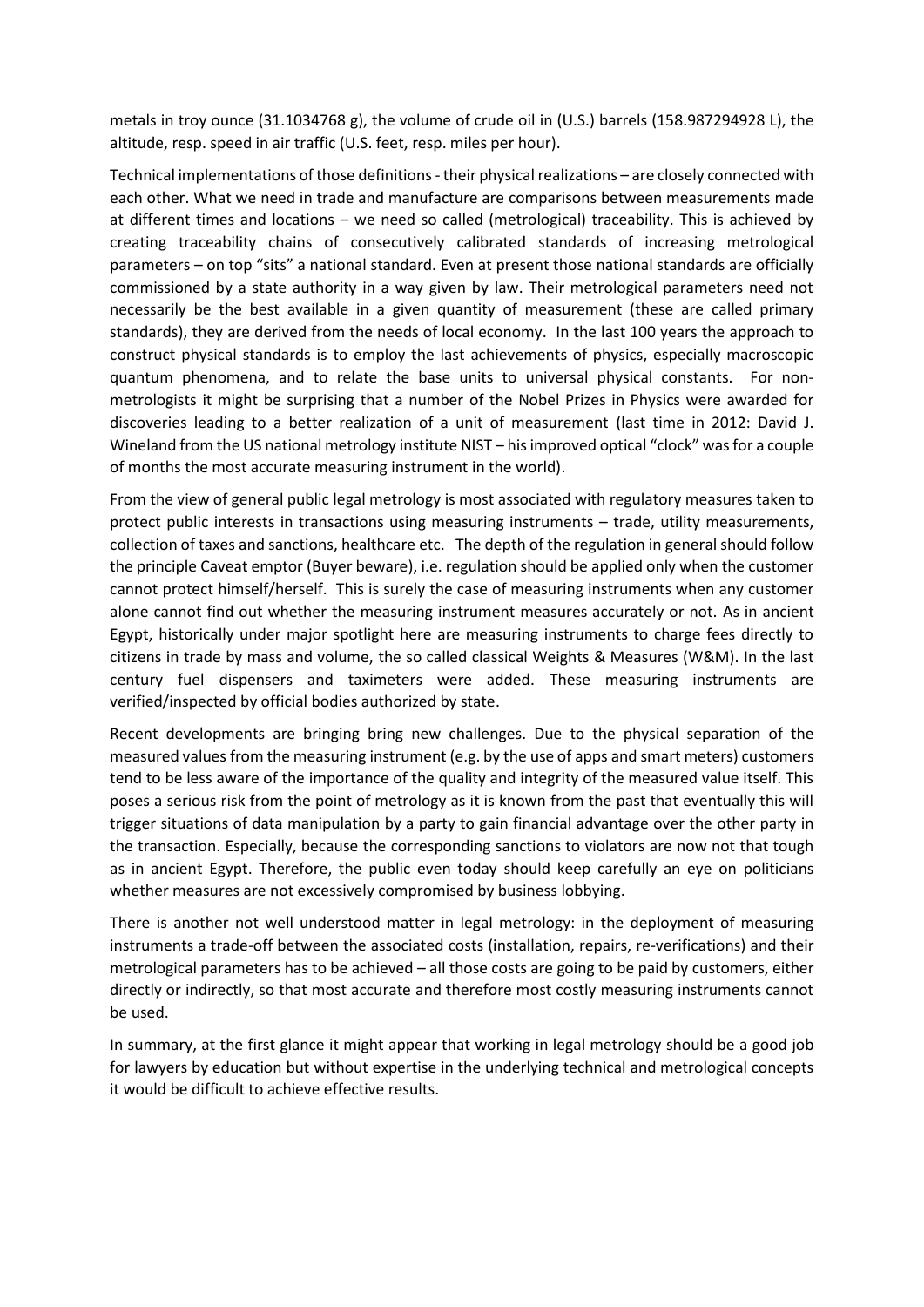metals in troy ounce (31.1034768 g), the volume of crude oil in (U.S.) barrels (158.987294928 L), the altitude, resp. speed in air traffic (U.S. feet, resp. miles per hour).

Technical implementations of those definitions - their physical realizations – are closely connected with each other. What we need in trade and manufacture are comparisons between measurements made at different times and locations – we need so called (metrological) traceability. This is achieved by creating traceability chains of consecutively calibrated standards of increasing metrological parameters – on top "sits" a national standard. Even at present those national standards are officially commissioned by a state authority in a way given by law. Their metrological parameters need not necessarily be the best available in a given quantity of measurement (these are called primary standards), they are derived from the needs of local economy. In the last 100 years the approach to construct physical standards is to employ the last achievements of physics, especially macroscopic quantum phenomena, and to relate the base units to universal physical constants. For non-metrologists it might be surprising that a number of the Nobel Prizes in Physics were awarded for discoveries leading to a better realization of a unit of measurement (last time in 2012: David J. Wineland from the US national metrology institute NIST – his improved optical "clock" was for a couple of months the most accurate measuring instrument in the world).

From the view of general public legal metrology is most associated with regulatory measures taken to protect public interests in transactions using measuring instruments – trade, utility measurements, collection of taxes and sanctions, healthcare etc. The depth of the regulation in general should follow the principle Caveat emptor (Buyer beware), i.e. regulation should be applied only when the customer cannot protect himself/herself. This is surely the case of measuring instruments when any customer alone cannot find out whether the measuring instrument measures accurately or not. As in ancient Egypt, historically under major spotlight here are measuring instruments to charge fees directly to citizens in trade by mass and volume, the so called classical Weights & Measures (W&M). In the last century fuel dispensers and taximeters were added. These measuring instruments are verified/inspected by official bodies authorized by state.

Recent developments are bringing bring new challenges. Due to the physical separation of the measured values from the measuring instrument (e.g. by the use of apps and smart meters) customers tend to be less aware of the importance of the quality and integrity of the measured value itself. This poses a serious risk from the point of metrology as it is known from the past that eventually this will trigger situations of data manipulation by a party to gain financial advantage over the other party in the transaction. Especially, because the corresponding sanctions to violators are now not that tough as in ancient Egypt. Therefore, the public even today should keep carefully an eye on politicians whether measures are not excessively compromised by business lobbying.

There is another not well understood matter in legal metrology: in the deployment of measuring instruments a trade-off between the associated costs (installation, repairs, re-verifications) and their metrological parameters has to be achieved – all those costs are going to be paid by customers, either directly or indirectly, so that most accurate and therefore most costly measuring instruments cannot be used.

In summary, at the first glance it might appear that working in legal metrology should be a good job for lawyers by education but without expertise in the underlying technical and metrological concepts it would be difficult to achieve effective results.